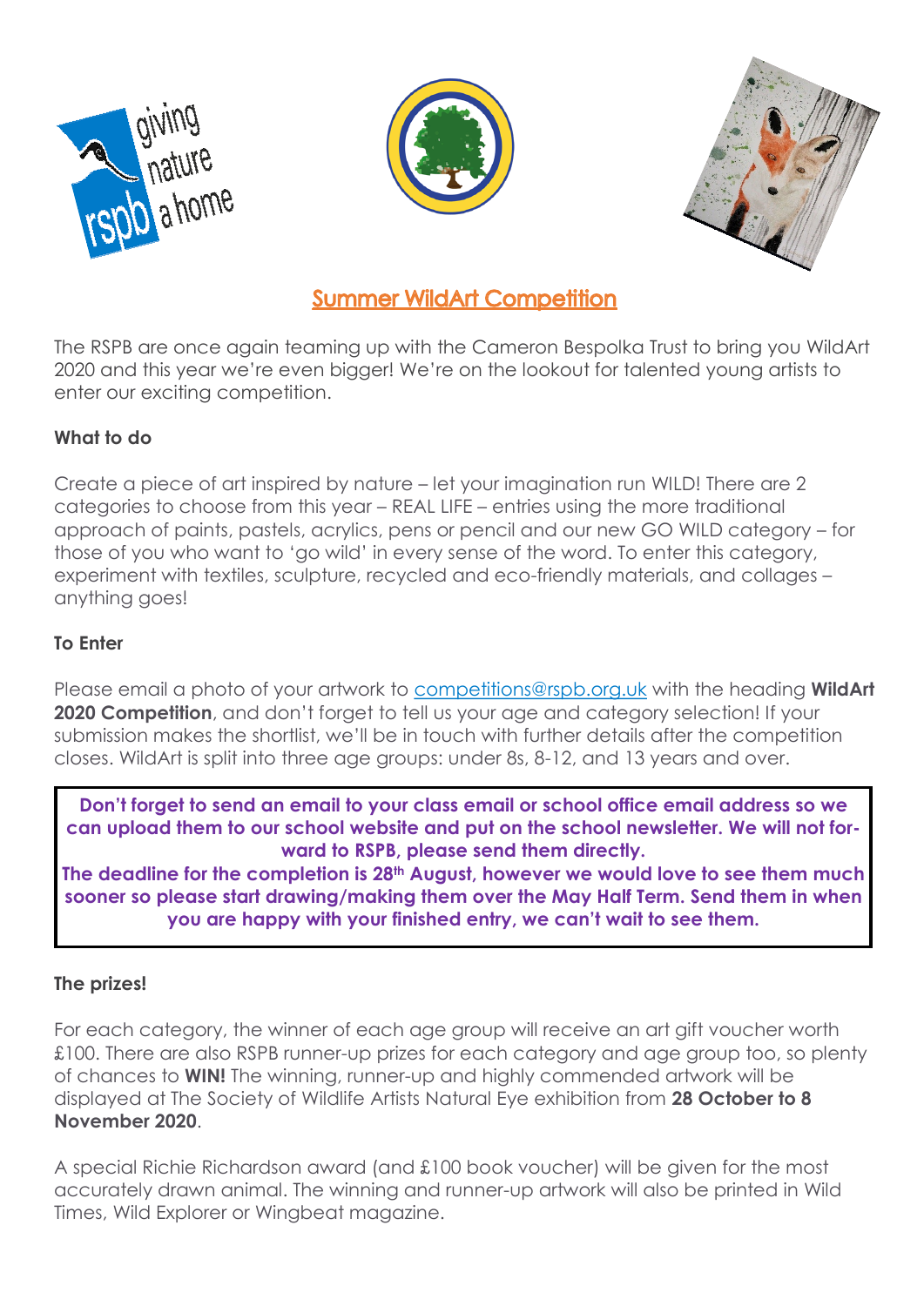# Summer WildArt Competition

The RSPB are once again teaming up with the Cameron Bespolka Trust to bring you WildArt 2020 and this year we're even bigger! We're on the lookout for talented young artists to enter our exciting competition.

**What to do**

Create a piece of art inspired by nature – let your imagination run WILD! There are 2 categories to choose from this year – REAL LIFE – entries using the more traditional approach of paints, pastels, acrylics, pens or pencil and our new GO WILD category – for those of you who want to 'go wild' in every sense of the word. To enter this category, experiment with textiles, sculpture, recycled and eco-friendly materials, and collages – anything goes!

**To Enter**

Please email a photo of your artwork to competitions@rspb.org.uk with the heading **WildArt 2020 Competition**, and don't forget to tell us your age and category selection! If your submission makes the shortlist, we'll be in touch with further details after the competition closes. WildArt is split into three age groups: under 8s, 8-12, and 13 years and over.

**Don't forget to send an email to your class email or school office email address so we can upload them to our school website and put on the school newsletter. We will not forward to RSPB, please send them directly.**
**The deadline for the completion is 28th August, however we would love to see them much sooner so please start drawing/making them over the May Half Term. Send them in when you are happy with your finished entry, we can't wait to see them.**

**The prizes!**

For each category, the winner of each age group will receive an art gift voucher worth £100. There are also RSPB runner-up prizes for each category and age group too, so plenty of chances to **WIN!** The winning, runner-up and highly commended artwork will be displayed at The Society of Wildlife Artists Natural Eye exhibition from **28 October to 8 November 2020**.

A special Richie Richardson award (and £100 book voucher) will be given for the most accurately drawn animal. The winning and runner-up artwork will also be printed in Wild Times, Wild Explorer or Wingbeat magazine.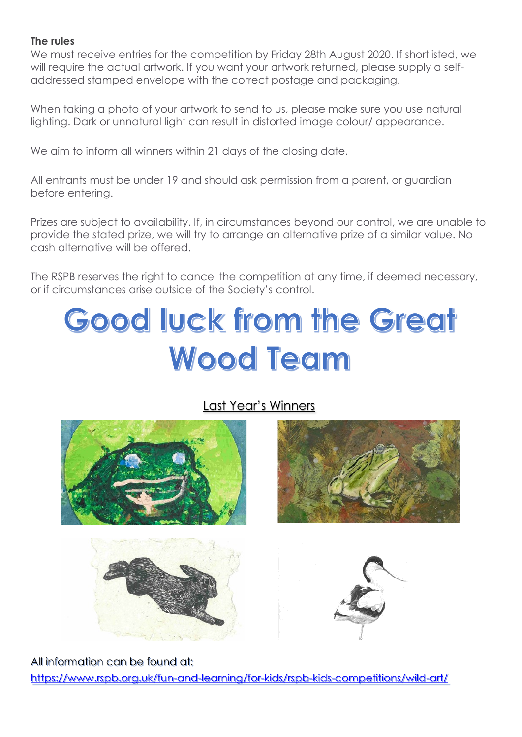**The rules**

We must receive entries for the competition by Friday 28th August 2020. If shortlisted, we will require the actual artwork. If you want your artwork returned, please supply a self-addressed stamped envelope with the correct postage and packaging.

When taking a photo of your artwork to send to us, please make sure you use natural lighting. Dark or unnatural light can result in distorted image colour/ appearance.

We aim to inform all winners within 21 days of the closing date.

All entrants must be under 19 and should ask permission from a parent, or guardian before entering.

Prizes are subject to availability. If, in circumstances beyond our control, we are unable to provide the stated prize, we will try to arrange an alternative prize of a similar value. No cash alternative will be offered.

The RSPB reserves the right to cancel the competition at any time, if deemed necessary, or if circumstances arise outside of the Society's control.

# Good luck from the Great Wood Team

Last Year's Winners

All information can be found at:
https://www.rspb.org.uk/fun-and-learning/for-kids/rspb-kids-competitions/wild-art/